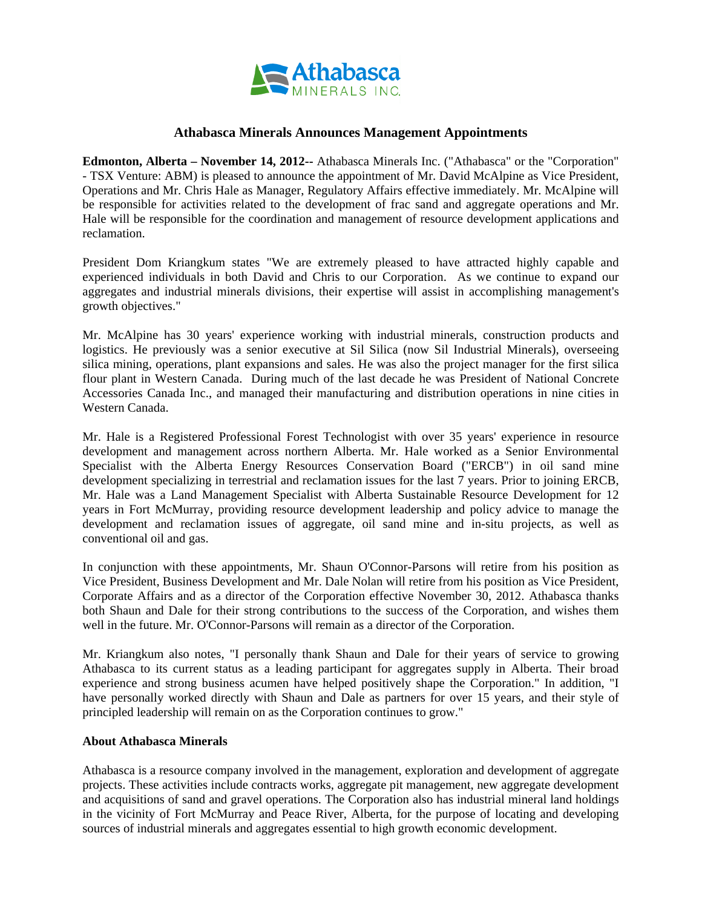# Athabasca Minerals Announces Management Appointments

**Edmonton, Alberta – November 14, 2012--** Athabasca Minerals Inc. ("Athabasca" or the "Corporation" - TSX Venture: ABM) is pleased to announce the appointment of Mr. David McAlpine as Vice President, Operations and Mr. Chris Hale as Manager, Regulatory Affairs effective immediately. Mr. McAlpine will be responsible for activities related to the development of frac sand and aggregate operations and Mr. Hale will be responsible for the coordination and management of resource development applications and reclamation.

President Dom Kriangkum states "We are extremely pleased to have attracted highly capable and experienced individuals in both David and Chris to our Corporation. As we continue to expand our aggregates and industrial minerals divisions, their expertise will assist in accomplishing management's growth objectives."

Mr. McAlpine has 30 years' experience working with industrial minerals, construction products and logistics. He previously was a senior executive at Sil Silica (now Sil Industrial Minerals), overseeing silica mining, operations, plant expansions and sales. He was also the project manager for the first silica flour plant in Western Canada. During much of the last decade he was President of National Concrete Accessories Canada Inc., and managed their manufacturing and distribution operations in nine cities in Western Canada.

Mr. Hale is a Registered Professional Forest Technologist with over 35 years' experience in resource development and management across northern Alberta. Mr. Hale worked as a Senior Environmental Specialist with the Alberta Energy Resources Conservation Board ("ERCB") in oil sand mine development specializing in terrestrial and reclamation issues for the last 7 years. Prior to joining ERCB, Mr. Hale was a Land Management Specialist with Alberta Sustainable Resource Development for 12 years in Fort McMurray, providing resource development leadership and policy advice to manage the development and reclamation issues of aggregate, oil sand mine and in-situ projects, as well as conventional oil and gas.

In conjunction with these appointments, Mr. Shaun O'Connor-Parsons will retire from his position as Vice President, Business Development and Mr. Dale Nolan will retire from his position as Vice President, Corporate Affairs and as a director of the Corporation effective November 30, 2012. Athabasca thanks both Shaun and Dale for their strong contributions to the success of the Corporation, and wishes them well in the future. Mr. O'Connor-Parsons will remain as a director of the Corporation.

Mr. Kriangkum also notes, "I personally thank Shaun and Dale for their years of service to growing Athabasca to its current status as a leading participant for aggregates supply in Alberta. Their broad experience and strong business acumen have helped positively shape the Corporation." In addition, "I have personally worked directly with Shaun and Dale as partners for over 15 years, and their style of principled leadership will remain on as the Corporation continues to grow."

**About Athabasca Minerals**

Athabasca is a resource company involved in the management, exploration and development of aggregate projects. These activities include contracts works, aggregate pit management, new aggregate development and acquisitions of sand and gravel operations. The Corporation also has industrial mineral land holdings in the vicinity of Fort McMurray and Peace River, Alberta, for the purpose of locating and developing sources of industrial minerals and aggregates essential to high growth economic development.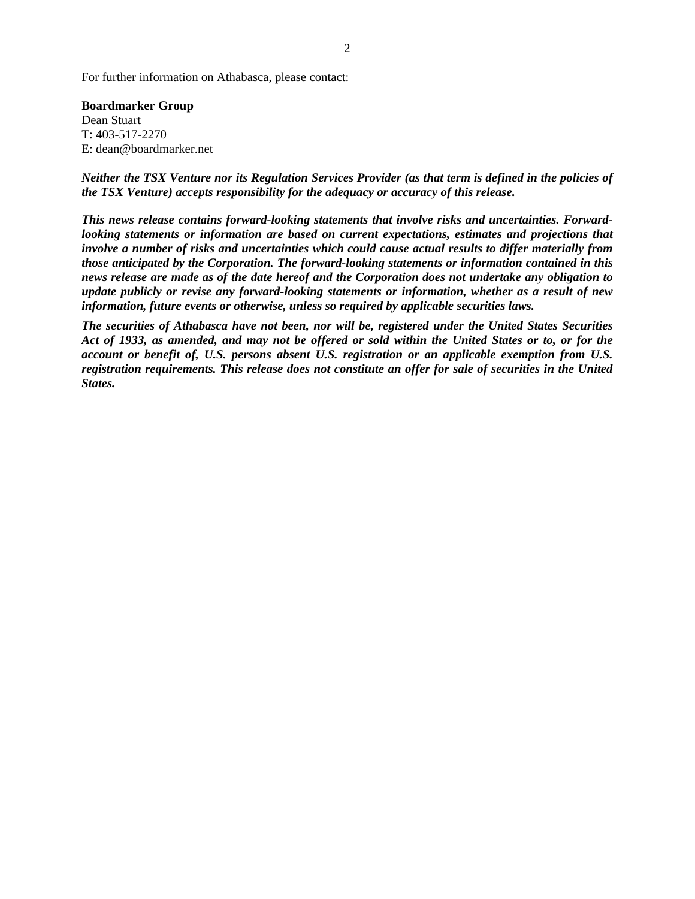For further information on Athabasca, please contact:

**Boardmarker Group**
Dean Stuart
T: 403-517-2270
E: dean@boardmarker.net

***Neither the TSX Venture nor its Regulation Services Provider (as that term is defined in the policies of the TSX Venture) accepts responsibility for the adequacy or accuracy of this release.***

***This news release contains forward-looking statements that involve risks and uncertainties. Forward-looking statements or information are based on current expectations, estimates and projections that involve a number of risks and uncertainties which could cause actual results to differ materially from those anticipated by the Corporation. The forward-looking statements or information contained in this news release are made as of the date hereof and the Corporation does not undertake any obligation to update publicly or revise any forward-looking statements or information, whether as a result of new information, future events or otherwise, unless so required by applicable securities laws.***

***The securities of Athabasca have not been, nor will be, registered under the United States Securities Act of 1933, as amended, and may not be offered or sold within the United States or to, or for the account or benefit of, U.S. persons absent U.S. registration or an applicable exemption from U.S. registration requirements. This release does not constitute an offer for sale of securities in the United States.***